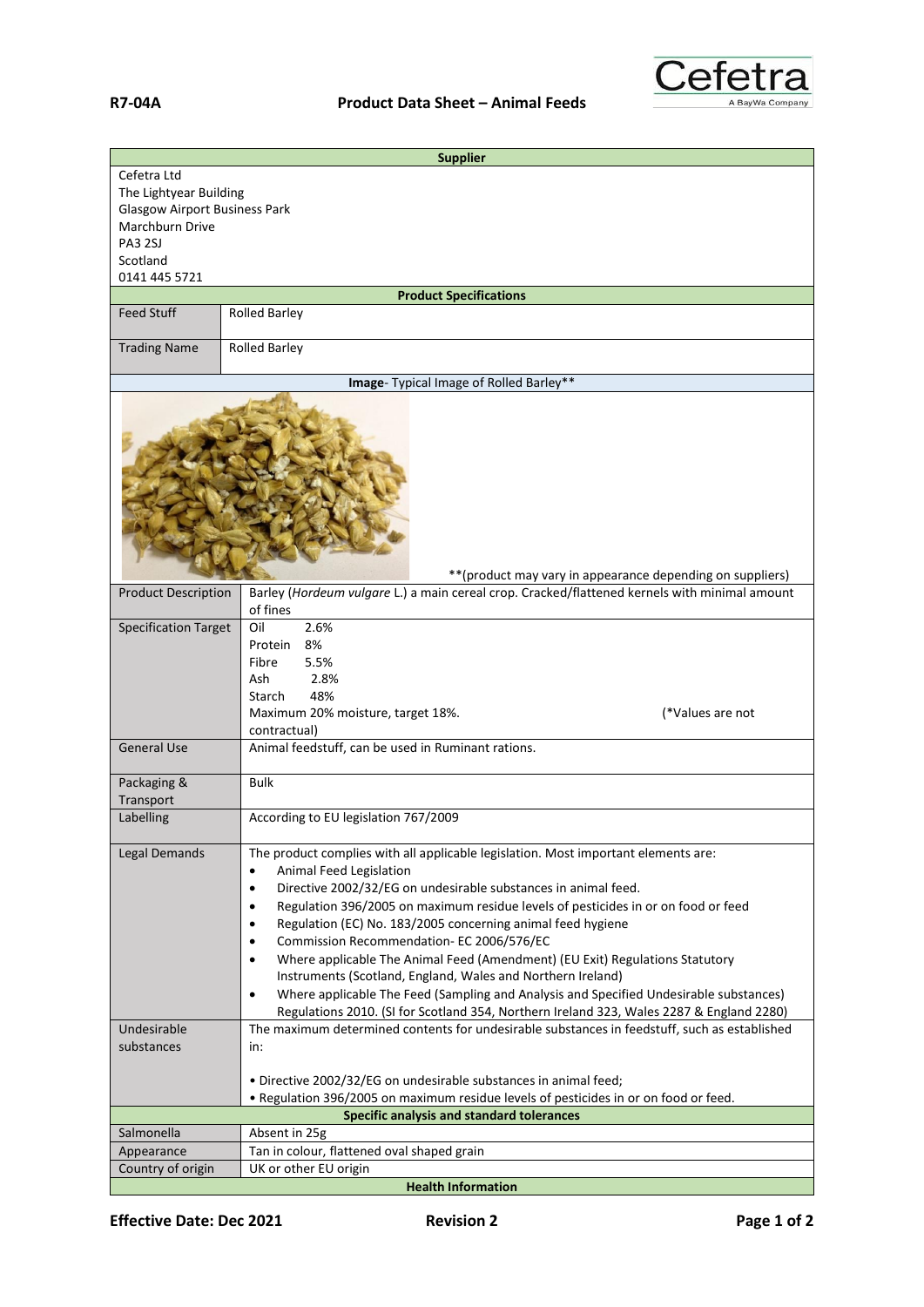**R7-04A** **Product Data Sheet – Animal Feeds**

Cefetra
A BayWa Company

| **Supplier** | |
|---|---|
| Cefetra Ltd<br>The Lightyear Building<br>Glasgow Airport Business Park<br>Marchburn Drive<br>PA3 2SJ<br>Scotland<br>0141 445 5721 | |
| **Product Specifications** | |
| Feed Stuff | Rolled Barley |
| Trading Name | Rolled Barley |
| **Image**- Typical Image of Rolled Barley** | |
| | **(product may vary in appearance depending on suppliers) |
| Product Description | Barley (*Hordeum vulgare* L.) a main cereal crop. Cracked/flattened kernels with minimal amount of fines |
| Specification Target | Oil 2.6%<br>Protein 8%<br>Fibre 5.5%<br>Ash 2.8%<br>Starch 48%<br>Maximum 20% moisture, target 18%. (*Values are not contractual) |
| General Use | Animal feedstuff, can be used in Ruminant rations. |
| Packaging & Transport | Bulk |
| Labelling | According to EU legislation 767/2009 |
| Legal Demands | The product complies with all applicable legislation. Most important elements are:<br>• Animal Feed Legislation<br>• Directive 2002/32/EG on undesirable substances in animal feed.<br>• Regulation 396/2005 on maximum residue levels of pesticides in or on food or feed<br>• Regulation (EC) No. 183/2005 concerning animal feed hygiene<br>• Commission Recommendation- EC 2006/576/EC<br>• Where applicable The Animal Feed (Amendment) (EU Exit) Regulations Statutory Instruments (Scotland, England, Wales and Northern Ireland)<br>• Where applicable The Feed (Sampling and Analysis and Specified Undesirable substances) Regulations 2010. (SI for Scotland 354, Northern Ireland 323, Wales 2287 & England 2280) |
| Undesirable substances | The maximum determined contents for undesirable substances in feedstuff, such as established in:<br><br>• Directive 2002/32/EG on undesirable substances in animal feed;<br>• Regulation 396/2005 on maximum residue levels of pesticides in or on food or feed. |
| **Specific analysis and standard tolerances** | |
| Salmonella | Absent in 25g |
| Appearance | Tan in colour, flattened oval shaped grain |
| Country of origin | UK or other EU origin |
| **Health Information** | |

**Effective Date: Dec 2021** **Revision 2**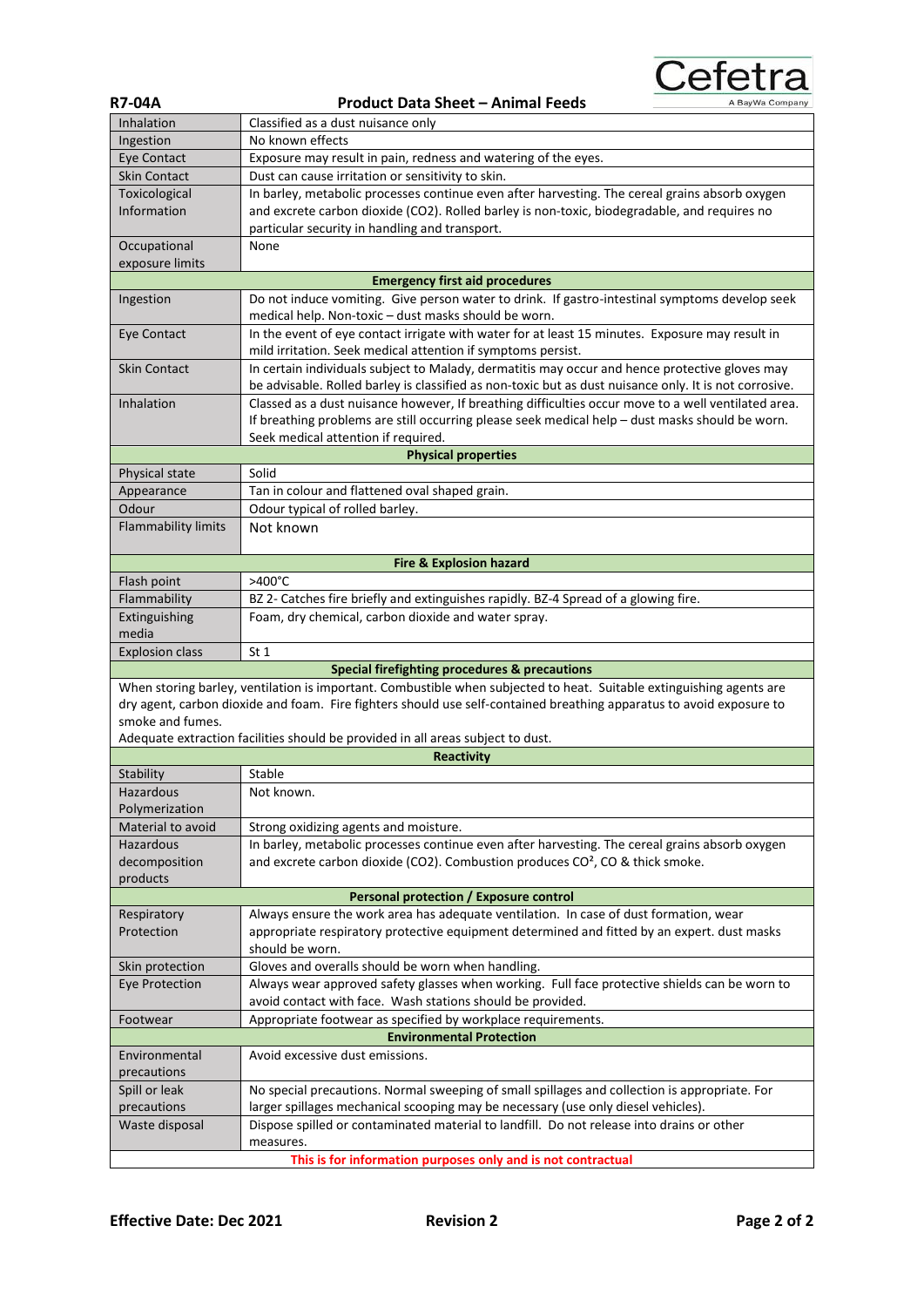**R7-04A** **Product Data Sheet – Animal Feeds**

Cefetra
A BayWa Company

| | |
|---|---|
| Inhalation | Classified as a dust nuisance only |
| Ingestion | No known effects |
| Eye Contact | Exposure may result in pain, redness and watering of the eyes. |
| Skin Contact | Dust can cause irritation or sensitivity to skin. |
| Toxicological Information | In barley, metabolic processes continue even after harvesting. The cereal grains absorb oxygen and excrete carbon dioxide ($CO_2$). Rolled barley is non-toxic, biodegradable, and requires no particular security in handling and transport. |
| Occupational exposure limits | None |
| **Emergency first aid procedures** | |
| Ingestion | Do not induce vomiting. Give person water to drink. If gastro-intestinal symptoms develop seek medical help. Non-toxic – dust masks should be worn. |
| Eye Contact | In the event of eye contact irrigate with water for at least 15 minutes. Exposure may result in mild irritation. Seek medical attention if symptoms persist. |
| Skin Contact | In certain individuals subject to Malady, dermatitis may occur and hence protective gloves may be advisable. Rolled barley is classified as non-toxic but as dust nuisance only. It is not corrosive. |
| Inhalation | Classed as a dust nuisance however, If breathing difficulties occur move to a well ventilated area. If breathing problems are still occurring please seek medical help – dust masks should be worn. Seek medical attention if required. |
| **Physical properties** | |
| Physical state | Solid |
| Appearance | Tan in colour and flattened oval shaped grain. |
| Odour | Odour typical of rolled barley. |
| Flammability limits | Not known |
| **Fire & Explosion hazard** | |
| Flash point | >400°C |
| Flammability | BZ 2- Catches fire briefly and extinguishes rapidly. BZ-4 Spread of a glowing fire. |
| Extinguishing media | Foam, dry chemical, carbon dioxide and water spray. |
| Explosion class | St 1 |
| **Special firefighting procedures & precautions** | |
| When storing barley, ventilation is important. Combustible when subjected to heat. Suitable extinguishing agents are dry agent, carbon dioxide and foam. Fire fighters should use self-contained breathing apparatus to avoid exposure to smoke and fumes. Adequate extraction facilities should be provided in all areas subject to dust. | |
| **Reactivity** | |
| Stability | Stable |
| Hazardous Polymerization | Not known. |
| Material to avoid | Strong oxidizing agents and moisture. |
| Hazardous decomposition products | In barley, metabolic processes continue even after harvesting. The cereal grains absorb oxygen and excrete carbon dioxide ($CO_2$). Combustion produces $CO^2$, CO & thick smoke. |
| **Personal protection / Exposure control** | |
| Respiratory Protection | Always ensure the work area has adequate ventilation. In case of dust formation, wear appropriate respiratory protective equipment determined and fitted by an expert. dust masks should be worn. |
| Skin protection | Gloves and overalls should be worn when handling. |
| Eye Protection | Always wear approved safety glasses when working. Full face protective shields can be worn to avoid contact with face. Wash stations should be provided. |
| Footwear | Appropriate footwear as specified by workplace requirements. |
| **Environmental Protection** | |
| Environmental precautions | Avoid excessive dust emissions. |
| Spill or leak precautions | No special precautions. Normal sweeping of small spillages and collection is appropriate. For larger spillages mechanical scooping may be necessary (use only diesel vehicles). |
| Waste disposal | Dispose spilled or contaminated material to landfill. Do not release into drains or other measures. |

**This is for information purposes only and is not contractual**

**Effective Date: Dec 2021** **Revision 2**